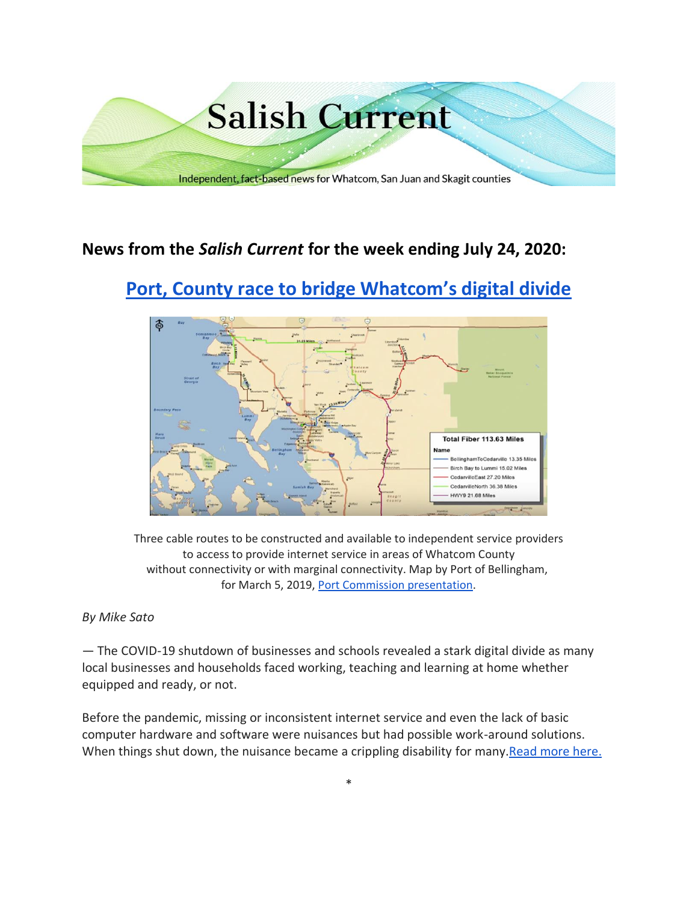# Salish Current

Independent, fact-based news for Whatcom, San Juan and Skagit counties

## News from the *Salish Current* for the week ending July 24, 2020:

## [Port, County race to bridge Whatcom's digital divide]

Three cable routes to be constructed and available to independent service providers to access to provide internet service in areas of Whatcom County without connectivity or with marginal connectivity. Map by Port of Bellingham, for March 5, 2019, Port Commission presentation.

*By Mike Sato*

— The COVID-19 shutdown of businesses and schools revealed a stark digital divide as many local businesses and households faced working, teaching and learning at home whether equipped and ready, or not.

Before the pandemic, missing or inconsistent internet service and even the lack of basic computer hardware and software were nuisances but had possible work-around solutions. When things shut down, the nuisance became a crippling disability for many. Read more here.

*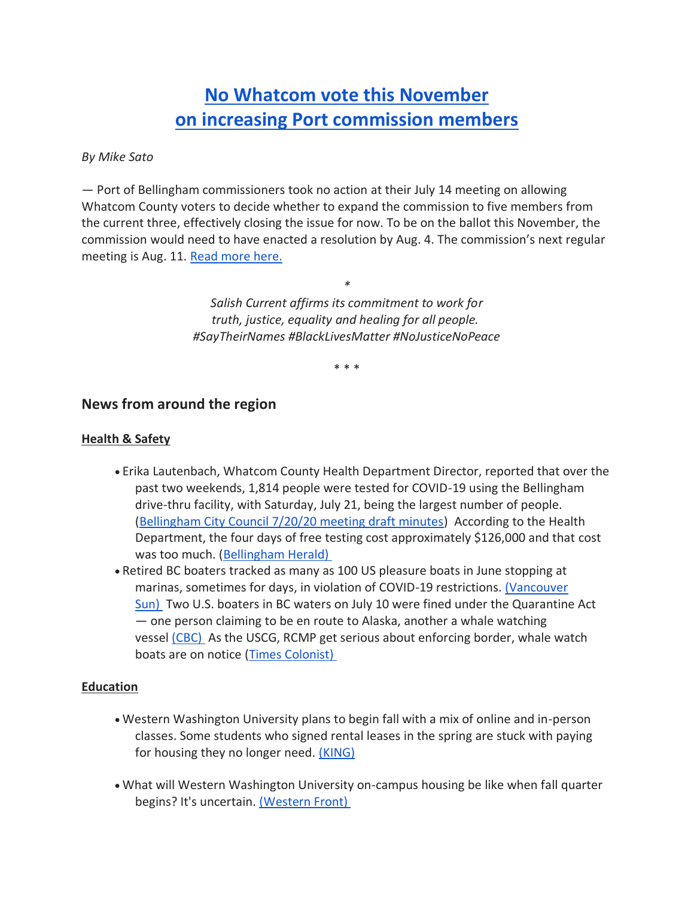# No Whatcom vote this November on increasing Port commission members

*By Mike Sato*

— Port of Bellingham commissioners took no action at their July 14 meeting on allowing Whatcom County voters to decide whether to expand the commission to five members from the current three, effectively closing the issue for now. To be on the ballot this November, the commission would need to have enacted a resolution by Aug. 4. The commission's next regular meeting is Aug. 11. Read more here.

*

*Salish Current affirms its commitment to work for truth, justice, equality and healing for all people. #SayTheirNames #BlackLivesMatter #NoJusticeNoPeace*

* * *

## News from around the region

### Health & Safety

- Erika Lautenbach, Whatcom County Health Department Director, reported that over the past two weekends, 1,814 people were tested for COVID-19 using the Bellingham drive-thru facility, with Saturday, July 21, being the largest number of people. (Bellingham City Council 7/20/20 meeting draft minutes) According to the Health Department, the four days of free testing cost approximately $126,000 and that cost was too much. (Bellingham Herald)
- Retired BC boaters tracked as many as 100 US pleasure boats in June stopping at marinas, sometimes for days, in violation of COVID-19 restrictions. (Vancouver Sun) Two U.S. boaters in BC waters on July 10 were fined under the Quarantine Act — one person claiming to be en route to Alaska, another a whale watching vessel (CBC) As the USCG, RCMP get serious about enforcing border, whale watch boats are on notice (Times Colonist)

### Education

- Western Washington University plans to begin fall with a mix of online and in-person classes. Some students who signed rental leases in the spring are stuck with paying for housing they no longer need. (KING)
- What will Western Washington University on-campus housing be like when fall quarter begins? It's uncertain. (Western Front)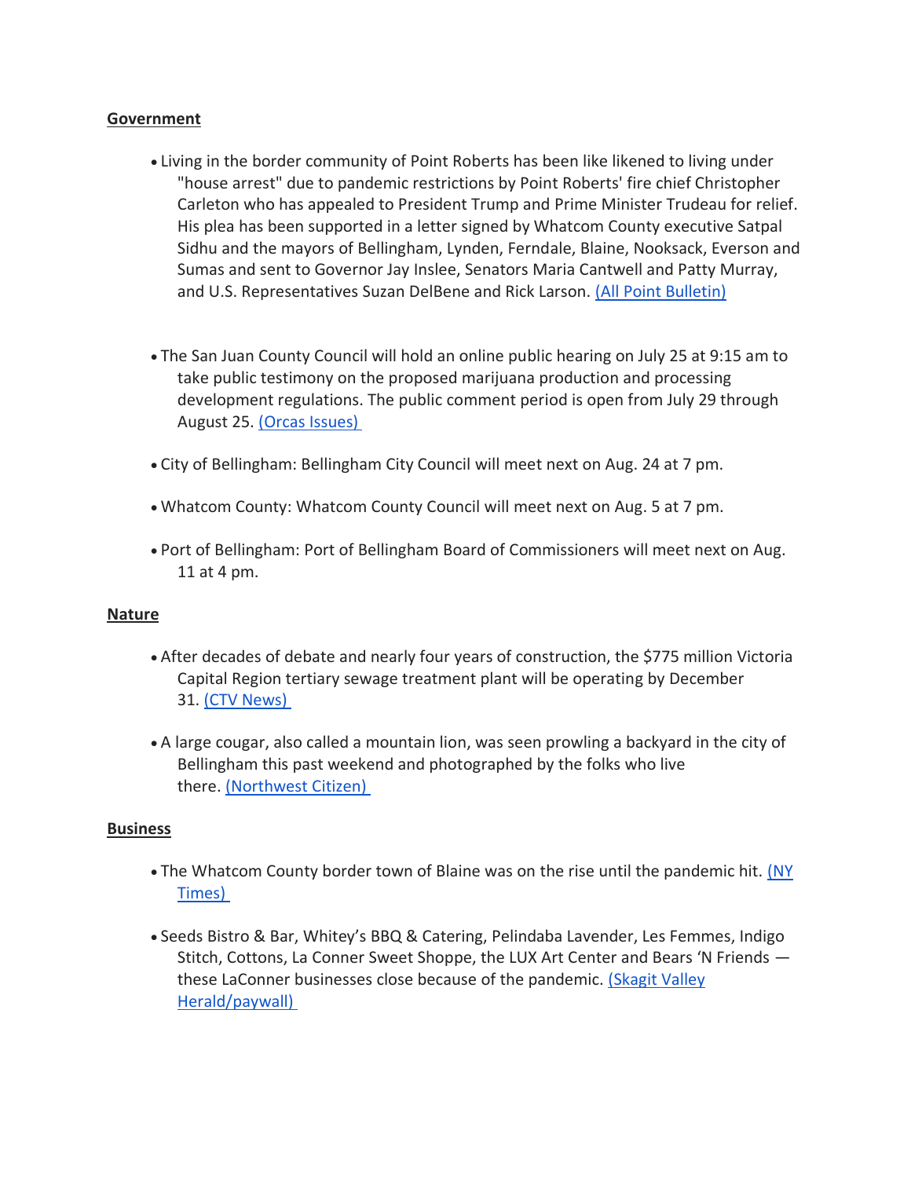**Government**

- Living in the border community of Point Roberts has been like likened to living under "house arrest" due to pandemic restrictions by Point Roberts' fire chief Christopher Carleton who has appealed to President Trump and Prime Minister Trudeau for relief. His plea has been supported in a letter signed by Whatcom County executive Satpal Sidhu and the mayors of Bellingham, Lynden, Ferndale, Blaine, Nooksack, Everson and Sumas and sent to Governor Jay Inslee, Senators Maria Cantwell and Patty Murray, and U.S. Representatives Suzan DelBene and Rick Larson. (All Point Bulletin)

- The San Juan County Council will hold an online public hearing on July 25 at 9:15 am to take public testimony on the proposed marijuana production and processing development regulations. The public comment period is open from July 29 through August 25. (Orcas Issues)

- City of Bellingham: Bellingham City Council will meet next on Aug. 24 at 7 pm.

- Whatcom County: Whatcom County Council will meet next on Aug. 5 at 7 pm.

- Port of Bellingham: Port of Bellingham Board of Commissioners will meet next on Aug. 11 at 4 pm.

**Nature**

- After decades of debate and nearly four years of construction, the $775 million Victoria Capital Region tertiary sewage treatment plant will be operating by December 31. (CTV News)

- A large cougar, also called a mountain lion, was seen prowling a backyard in the city of Bellingham this past weekend and photographed by the folks who live there. (Northwest Citizen)

**Business**

- The Whatcom County border town of Blaine was on the rise until the pandemic hit. (NY Times)

- Seeds Bistro & Bar, Whitey's BBQ & Catering, Pelindaba Lavender, Les Femmes, Indigo Stitch, Cottons, La Conner Sweet Shoppe, the LUX Art Center and Bears 'N Friends — these LaConner businesses close because of the pandemic. (Skagit Valley Herald/paywall)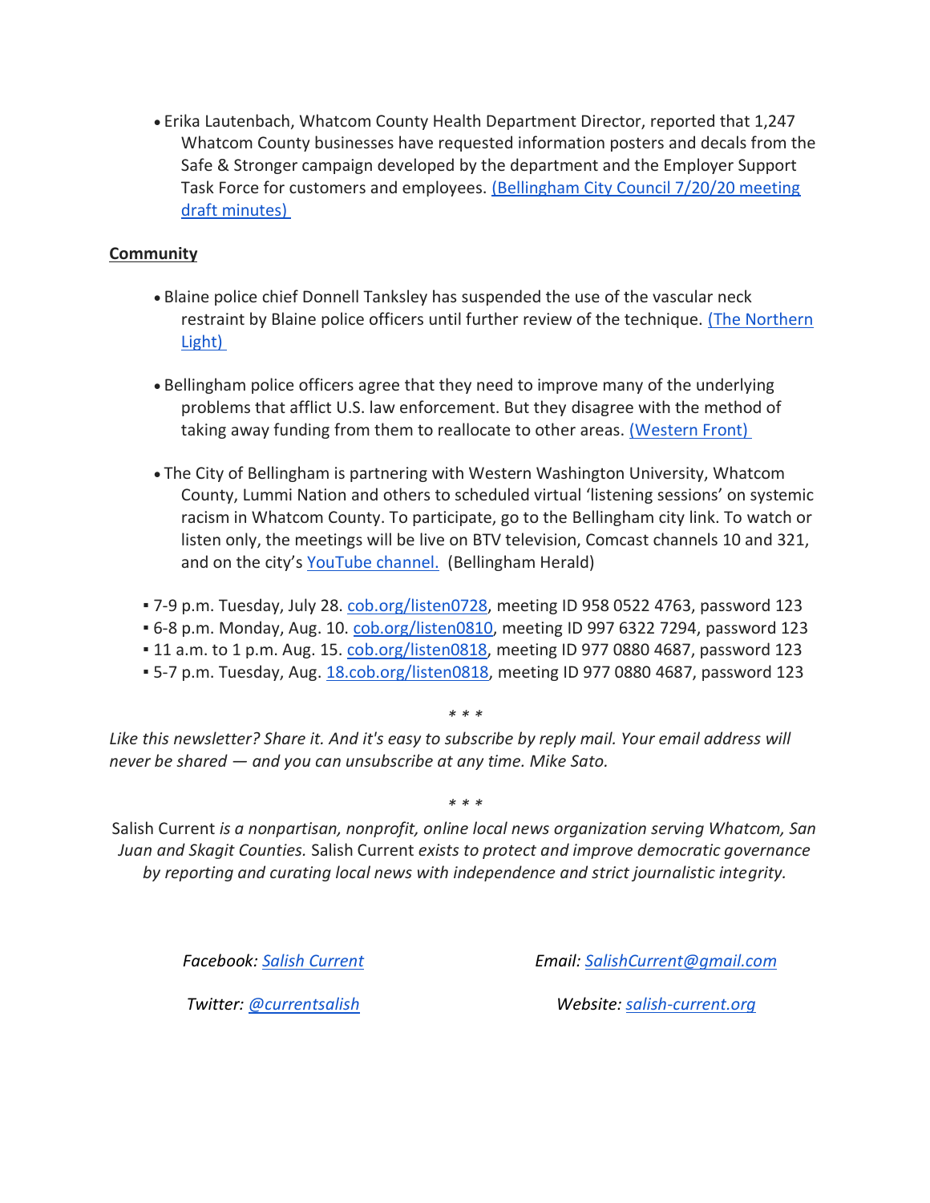- Erika Lautenbach, Whatcom County Health Department Director, reported that 1,247 Whatcom County businesses have requested information posters and decals from the Safe & Stronger campaign developed by the department and the Employer Support Task Force for customers and employees. (Bellingham City Council 7/20/20 meeting draft minutes)

**Community**

- Blaine police chief Donnell Tanksley has suspended the use of the vascular neck restraint by Blaine police officers until further review of the technique. (The Northern Light)

- Bellingham police officers agree that they need to improve many of the underlying problems that afflict U.S. law enforcement. But they disagree with the method of taking away funding from them to reallocate to other areas. (Western Front)

- The City of Bellingham is partnering with Western Washington University, Whatcom County, Lummi Nation and others to scheduled virtual 'listening sessions' on systemic racism in Whatcom County. To participate, go to the Bellingham city link. To watch or listen only, the meetings will be live on BTV television, Comcast channels 10 and 321, and on the city's YouTube channel. (Bellingham Herald)

- 7-9 p.m. Tuesday, July 28. cob.org/listen0728, meeting ID 958 0522 4763, password 123
- 6-8 p.m. Monday, Aug. 10. cob.org/listen0810, meeting ID 997 6322 7294, password 123
- 11 a.m. to 1 p.m. Aug. 15. cob.org/listen0818, meeting ID 977 0880 4687, password 123
- 5-7 p.m. Tuesday, Aug. 18.cob.org/listen0818, meeting ID 977 0880 4687, password 123

\* \* \*

*Like this newsletter? Share it. And it's easy to subscribe by reply mail. Your email address will never be shared — and you can unsubscribe at any time. Mike Sato.*

\* \* \*

Salish Current *is a nonpartisan, nonprofit, online local news organization serving Whatcom, San Juan and Skagit Counties.* Salish Current *exists to protect and improve democratic governance by reporting and curating local news with independence and strict journalistic integrity.*

*Facebook:* Salish Current

*Email:* SalishCurrent@gmail.com

*Twitter:* @currentsalish

*Website:* salish-current.org